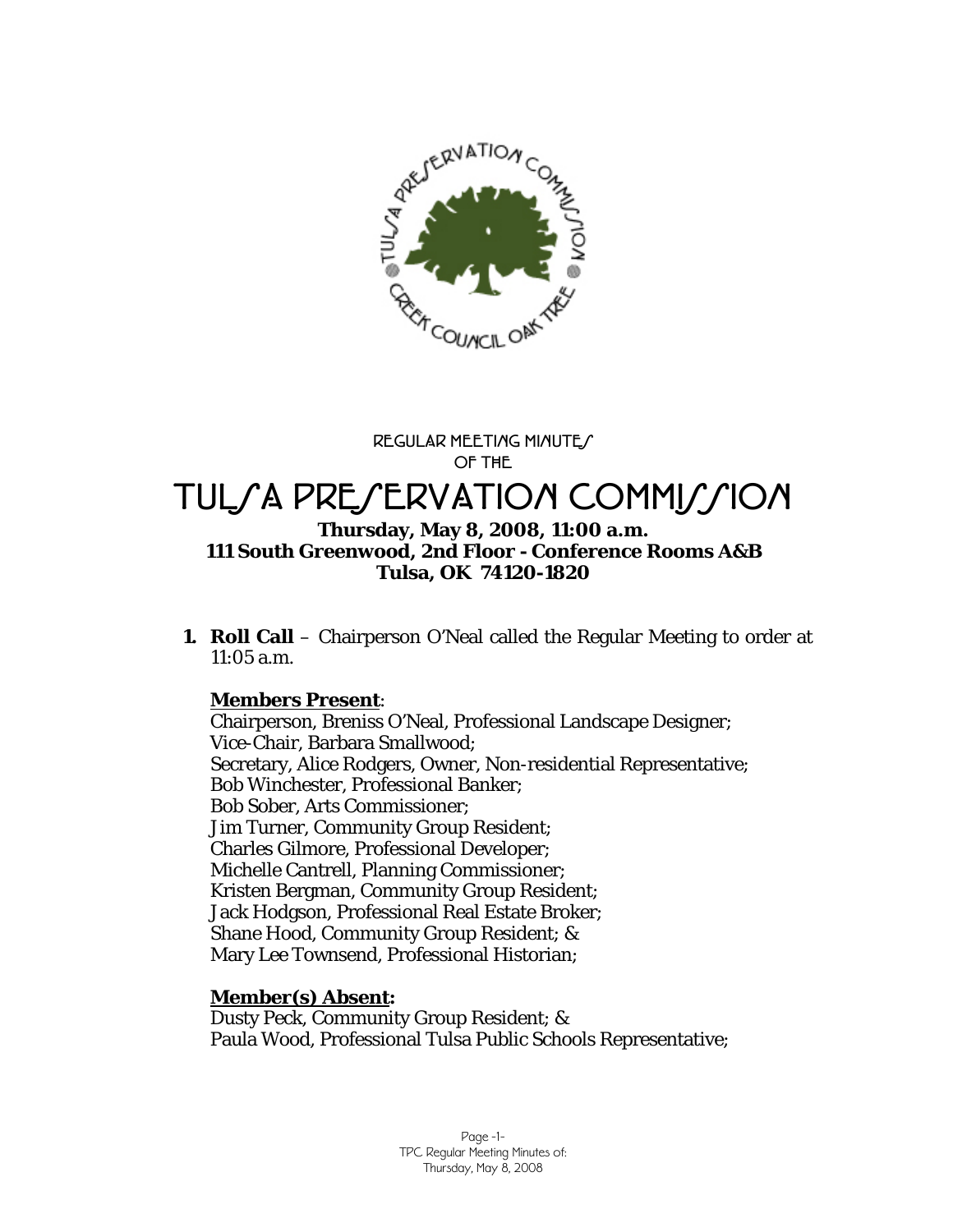REGULAR MEETING MINUTES
OF THE

# TULSA PRESERVATION COMMISSION

**Thursday, May 8, 2008, 11:00 a.m.**
**111 South Greenwood, 2nd Floor - Conference Rooms A&B**
**Tulsa, OK 74120-1820**

1. **Roll Call** – Chairperson O'Neal called the Regular Meeting to order at 11:05 a.m.

   **Members Present**:
   Chairperson, Breniss O'Neal, Professional Landscape Designer;
   Vice-Chair, Barbara Smallwood;
   Secretary, Alice Rodgers, Owner, Non-residential Representative;
   Bob Winchester, Professional Banker;
   Bob Sober, Arts Commissioner;
   Jim Turner, Community Group Resident;
   Charles Gilmore, Professional Developer;
   Michelle Cantrell, Planning Commissioner;
   Kristen Bergman, Community Group Resident;
   Jack Hodgson, Professional Real Estate Broker;
   Shane Hood, Community Group Resident; &
   Mary Lee Townsend, Professional Historian;

   **Member(s) Absent:**
   Dusty Peck, Community Group Resident; &
   Paula Wood, Professional Tulsa Public Schools Representative;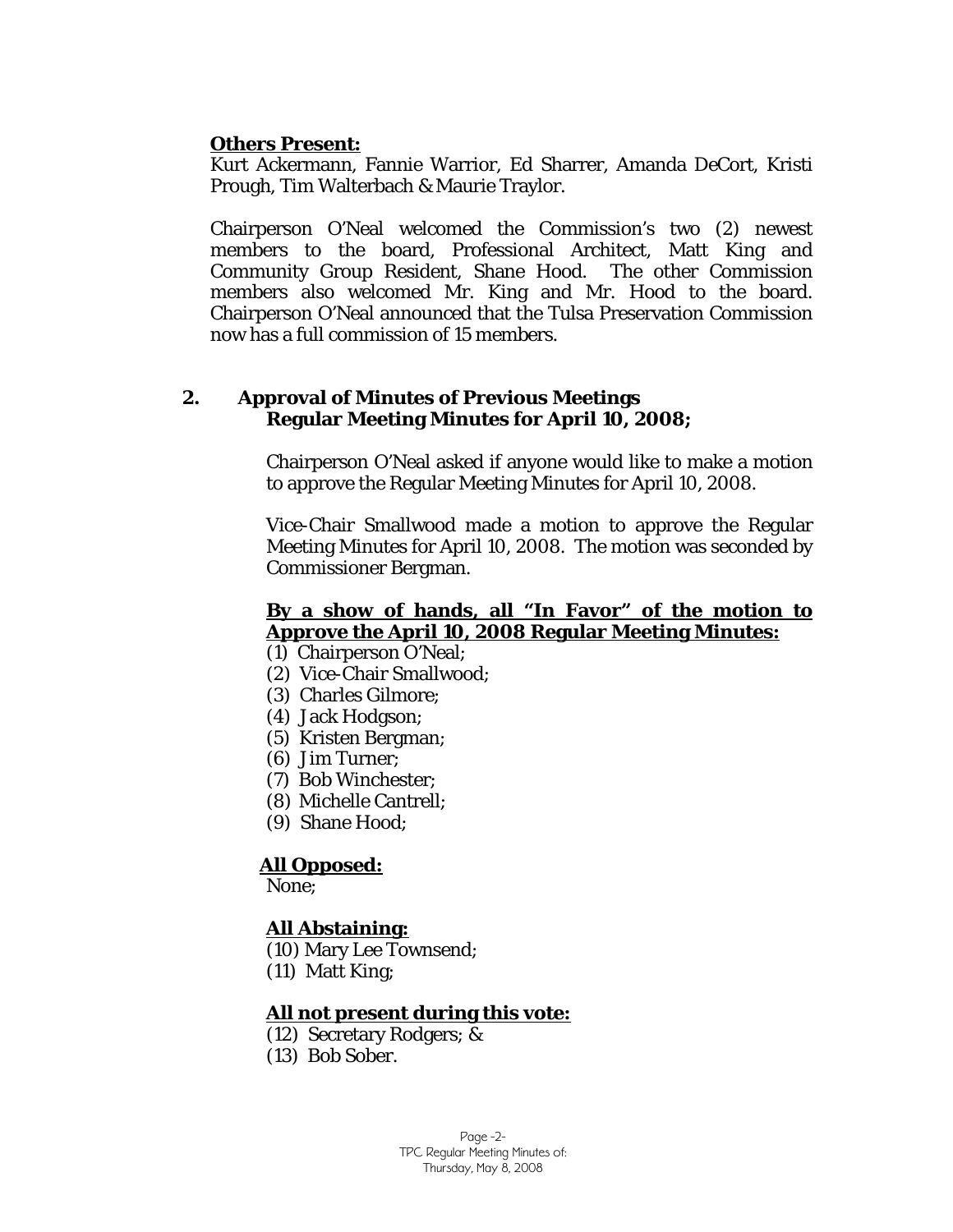**Others Present:**
Kurt Ackermann, Fannie Warrior, Ed Sharrer, Amanda DeCort, Kristi Prough, Tim Walterbach & Maurie Traylor.

Chairperson O'Neal welcomed the Commission's two (2) newest members to the board, Professional Architect, Matt King and Community Group Resident, Shane Hood. The other Commission members also welcomed Mr. King and Mr. Hood to the board. Chairperson O'Neal announced that the Tulsa Preservation Commission now has a full commission of 15 members.

## 2. Approval of Minutes of Previous Meetings
### Regular Meeting Minutes for April 10, 2008;

Chairperson O'Neal asked if anyone would like to make a motion to approve the Regular Meeting Minutes for April 10, 2008.

Vice-Chair Smallwood made a motion to approve the Regular Meeting Minutes for April 10, 2008. The motion was seconded by Commissioner Bergman.

**By a show of hands, all "In Favor" of the motion to Approve the April 10, 2008 Regular Meeting Minutes:**

(1) Chairperson O'Neal;
(2) Vice-Chair Smallwood;
(3) Charles Gilmore;
(4) Jack Hodgson;
(5) Kristen Bergman;
(6) Jim Turner;
(7) Bob Winchester;
(8) Michelle Cantrell;
(9) Shane Hood;

**All Opposed:**
None;

**All Abstaining:**
(10) Mary Lee Townsend;
(11) Matt King;

**All not present during this vote:**
(12) Secretary Rodgers; &
(13) Bob Sober.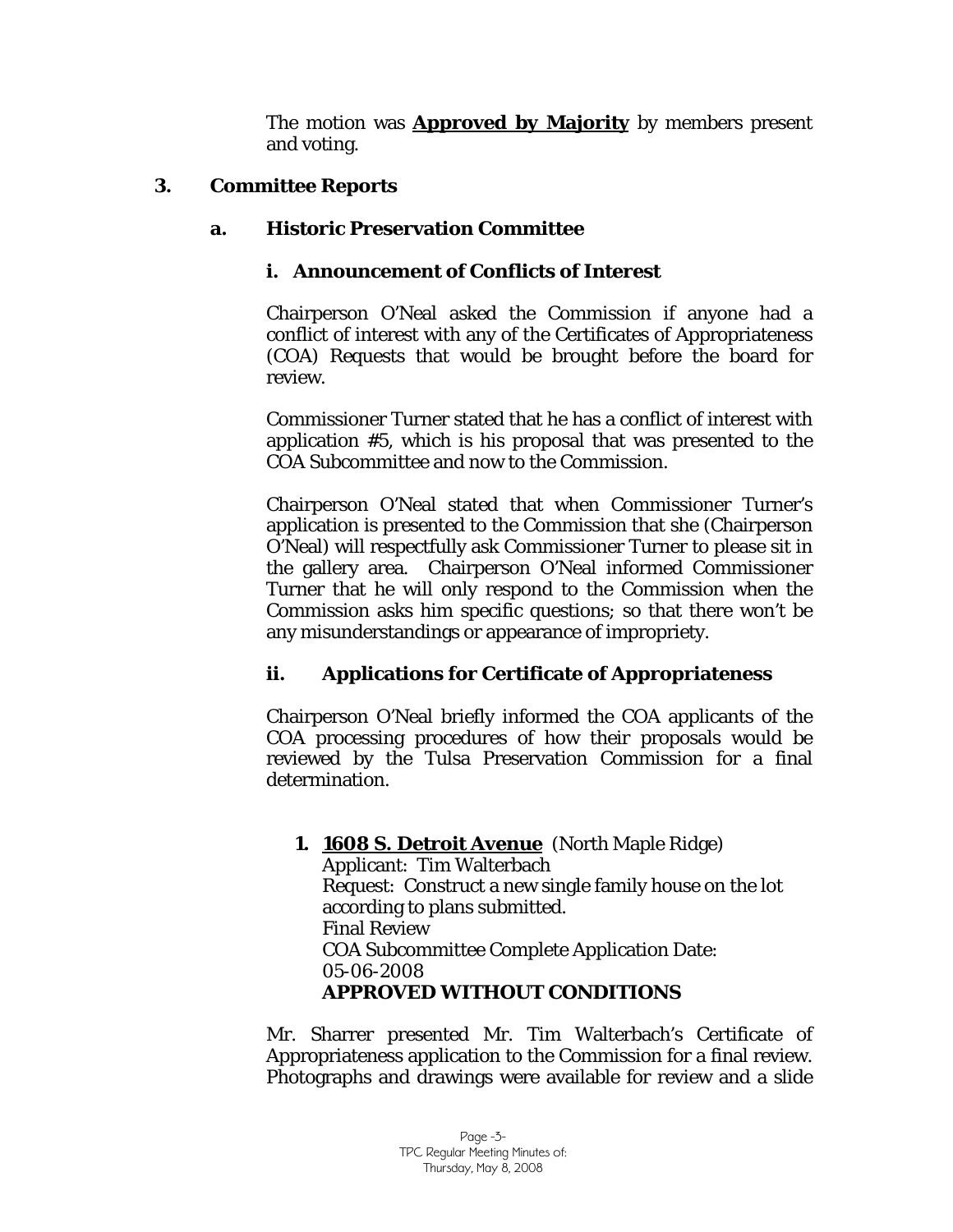The motion was **Approved by Majority** by members present and voting.

## 3. Committee Reports

### a. Historic Preservation Committee

#### i. Announcement of Conflicts of Interest

Chairperson O'Neal asked the Commission if anyone had a conflict of interest with any of the Certificates of Appropriateness (COA) Requests that would be brought before the board for review.

Commissioner Turner stated that he has a conflict of interest with application #5, which is his proposal that was presented to the COA Subcommittee and now to the Commission.

Chairperson O'Neal stated that when Commissioner Turner's application is presented to the Commission that she (Chairperson O'Neal) will respectfully ask Commissioner Turner to please sit in the gallery area. Chairperson O'Neal informed Commissioner Turner that he will only respond to the Commission when the Commission asks him specific questions; so that there won't be any misunderstandings or appearance of impropriety.

#### ii. Applications for Certificate of Appropriateness

Chairperson O'Neal briefly informed the COA applicants of the COA processing procedures of how their proposals would be reviewed by the Tulsa Preservation Commission for a final determination.

**1. 1608 S. Detroit Avenue** (North Maple Ridge)
Applicant: Tim Walterbach
Request: Construct a new single family house on the lot according to plans submitted.
Final Review
COA Subcommittee Complete Application Date: 05-06-2008
**APPROVED WITHOUT CONDITIONS**

Mr. Sharrer presented Mr. Tim Walterbach's Certificate of Appropriateness application to the Commission for a final review. Photographs and drawings were available for review and a slide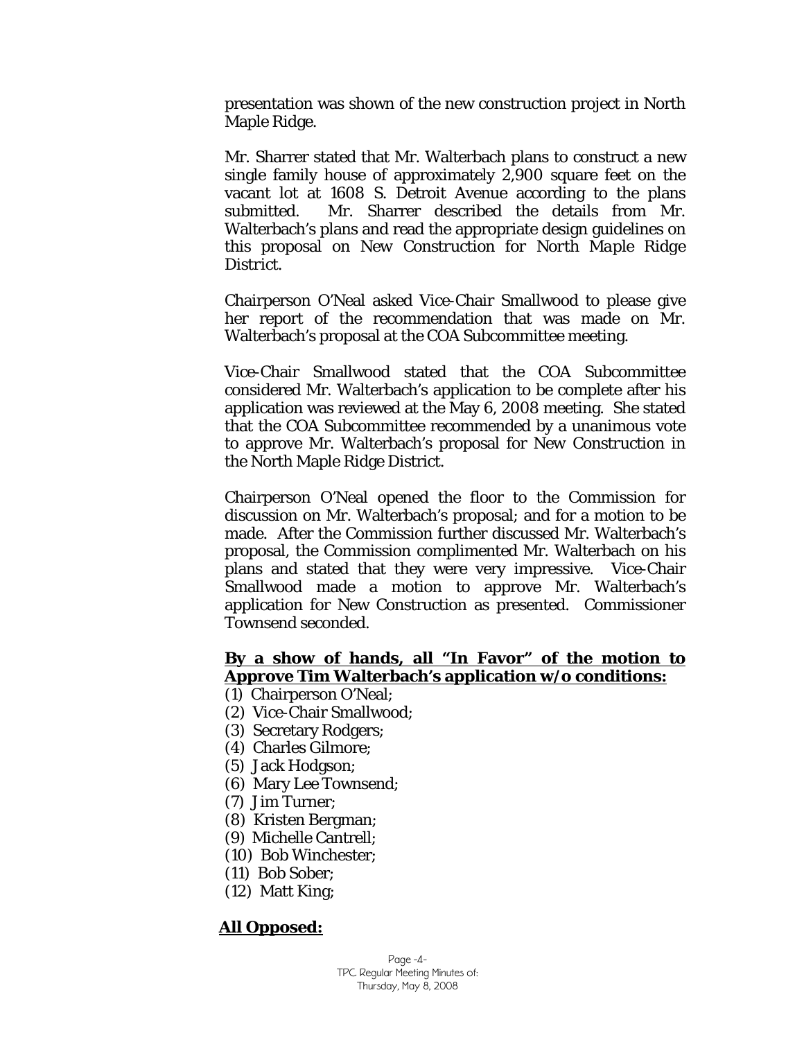presentation was shown of the new construction project in North Maple Ridge.

Mr. Sharrer stated that Mr. Walterbach plans to construct a new single family house of approximately 2,900 square feet on the vacant lot at 1608 S. Detroit Avenue according to the plans submitted. Mr. Sharrer described the details from Mr. Walterbach's plans and read the appropriate design guidelines on this proposal on New Construction for North Maple Ridge District.

Chairperson O'Neal asked Vice-Chair Smallwood to please give her report of the recommendation that was made on Mr. Walterbach's proposal at the COA Subcommittee meeting.

Vice-Chair Smallwood stated that the COA Subcommittee considered Mr. Walterbach's application to be complete after his application was reviewed at the May 6, 2008 meeting. She stated that the COA Subcommittee recommended by a unanimous vote to approve Mr. Walterbach's proposal for New Construction in the North Maple Ridge District.

Chairperson O'Neal opened the floor to the Commission for discussion on Mr. Walterbach's proposal; and for a motion to be made. After the Commission further discussed Mr. Walterbach's proposal, the Commission complimented Mr. Walterbach on his plans and stated that they were very impressive. Vice-Chair Smallwood made a motion to approve Mr. Walterbach's application for New Construction as presented. Commissioner Townsend seconded.

**By a show of hands, all "In Favor" of the motion to Approve Tim Walterbach's application w/o conditions:**

(1) Chairperson O'Neal;
(2) Vice-Chair Smallwood;
(3) Secretary Rodgers;
(4) Charles Gilmore;
(5) Jack Hodgson;
(6) Mary Lee Townsend;
(7) Jim Turner;
(8) Kristen Bergman;
(9) Michelle Cantrell;
(10) Bob Winchester;
(11) Bob Sober;
(12) Matt King;

**All Opposed:**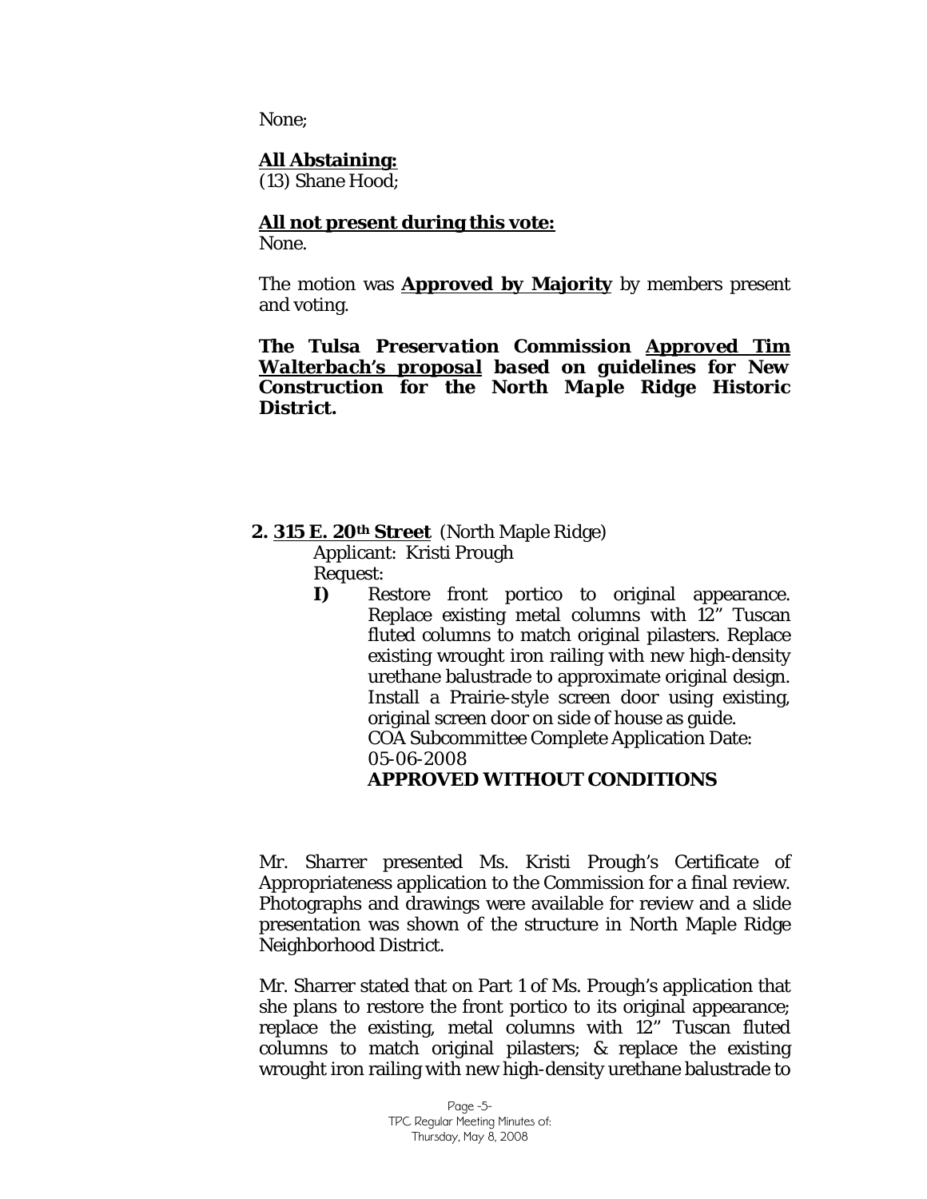None;

**All Abstaining:**
(13) Shane Hood;

**All not present during this vote:**
None.

The motion was **Approved by Majority** by members present and voting.

***The Tulsa Preservation Commission Approved Tim Walterbach's proposal based on guidelines for New Construction for the North Maple Ridge Historic District.***

**2. 315 E. 20th Street** (North Maple Ridge)
Applicant: Kristi Prough
Request:

**I)** Restore front portico to original appearance. Replace existing metal columns with 12" Tuscan fluted columns to match original pilasters. Replace existing wrought iron railing with new high-density urethane balustrade to approximate original design. Install a Prairie-style screen door using existing, original screen door on side of house as guide.
COA Subcommittee Complete Application Date: 05-06-2008
**APPROVED WITHOUT CONDITIONS**

Mr. Sharrer presented Ms. Kristi Prough's Certificate of Appropriateness application to the Commission for a final review. Photographs and drawings were available for review and a slide presentation was shown of the structure in North Maple Ridge Neighborhood District.

Mr. Sharrer stated that on Part 1 of Ms. Prough's application that she plans to restore the front portico to its original appearance; replace the existing, metal columns with 12" Tuscan fluted columns to match original pilasters; & replace the existing wrought iron railing with new high-density urethane balustrade to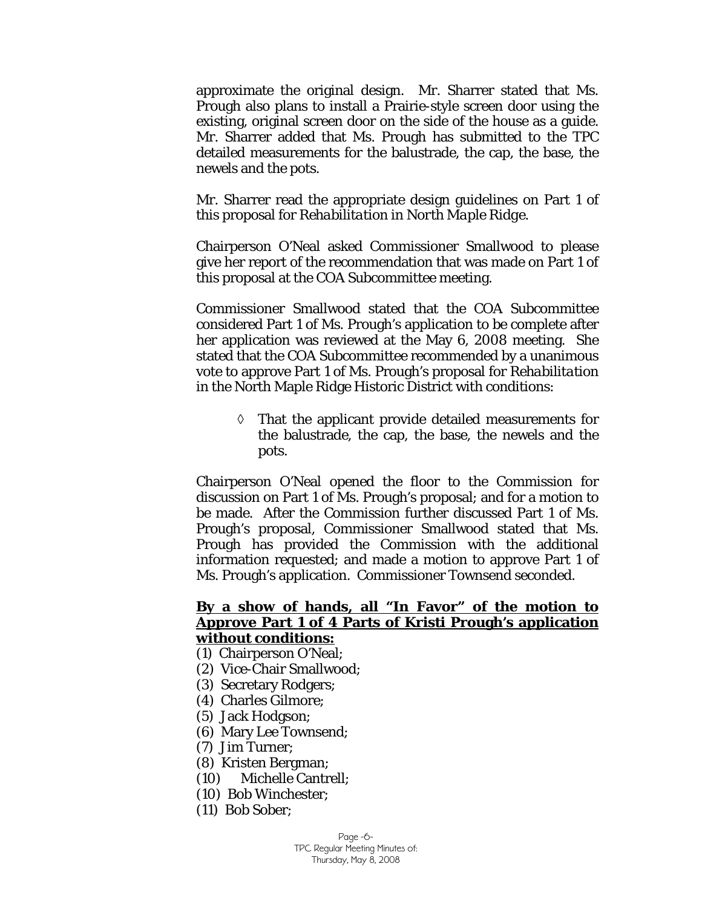approximate the original design. Mr. Sharrer stated that Ms. Prough also plans to install a Prairie-style screen door using the existing, original screen door on the side of the house as a guide. Mr. Sharrer added that Ms. Prough has submitted to the TPC detailed measurements for the balustrade, the cap, the base, the newels and the pots.

Mr. Sharrer read the appropriate design guidelines on Part 1 of this proposal for *Rehabilitation in North Maple Ridge*.

Chairperson O'Neal asked Commissioner Smallwood to please give her report of the recommendation that was made on Part 1 of this proposal at the COA Subcommittee meeting.

Commissioner Smallwood stated that the COA Subcommittee considered Part 1 of Ms. Prough's application to be complete after her application was reviewed at the May 6, 2008 meeting. She stated that the COA Subcommittee recommended by a unanimous vote to approve Part 1 of Ms. Prough's proposal for *Rehabilitation* in the North Maple Ridge Historic District with conditions:

- ◊ That the applicant provide detailed measurements for the balustrade, the cap, the base, the newels and the pots.

Chairperson O'Neal opened the floor to the Commission for discussion on Part 1 of Ms. Prough's proposal; and for a motion to be made. After the Commission further discussed Part 1 of Ms. Prough's proposal, Commissioner Smallwood stated that Ms. Prough has provided the Commission with the additional information requested; and made a motion to approve Part 1 of Ms. Prough's application. Commissioner Townsend seconded.

**By a show of hands, all "In Favor" of the motion to Approve Part 1 of 4 Parts of Kristi Prough's application without conditions:**

(1) Chairperson O'Neal;
(2) Vice-Chair Smallwood;
(3) Secretary Rodgers;
(4) Charles Gilmore;
(5) Jack Hodgson;
(6) Mary Lee Townsend;
(7) Jim Turner;
(8) Kristen Bergman;
(10) Michelle Cantrell;
(10) Bob Winchester;
(11) Bob Sober;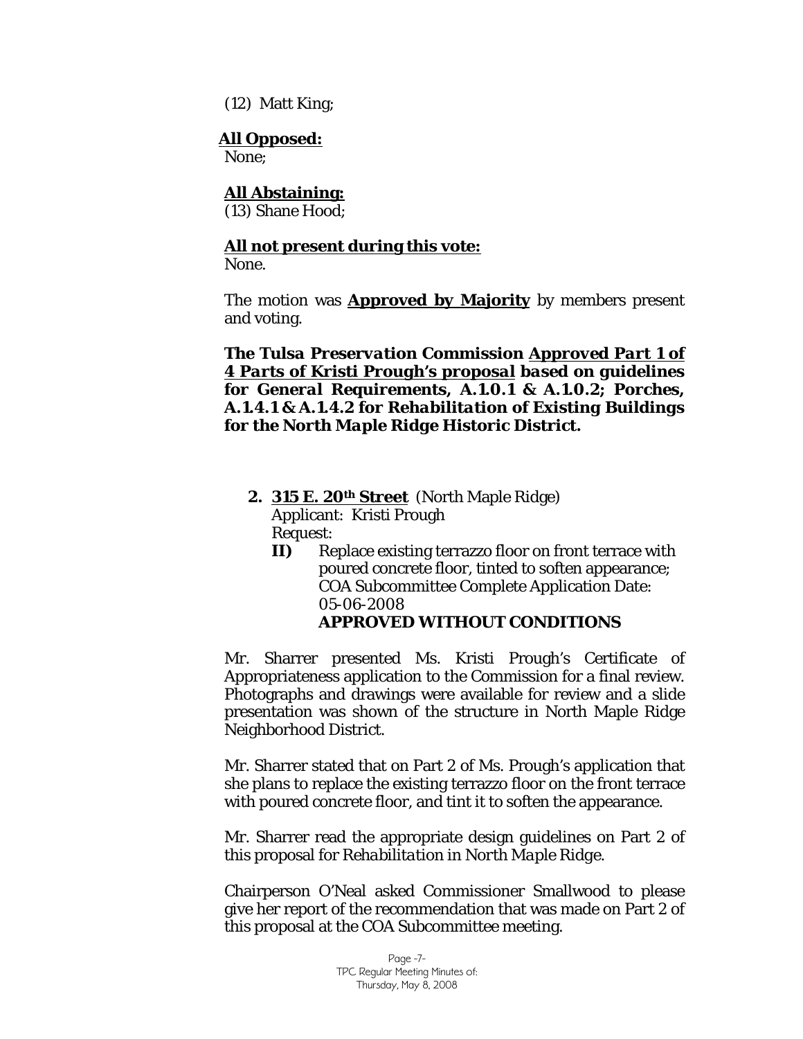(12) Matt King;

**All Opposed:**
None;

**All Abstaining:**
(13) Shane Hood;

**All not present during this vote:**
None.

The motion was **Approved by Majority** by members present and voting.

***The Tulsa Preservation Commission Approved Part 1 of 4 Parts of Kristi Prough's proposal based on guidelines for General Requirements, A.1.0.1 & A.1.0.2; Porches, A.1.4.1 & A.1.4.2 for Rehabilitation of Existing Buildings for the North Maple Ridge Historic District.***

**2. 315 E. 20th Street** (North Maple Ridge)
Applicant: Kristi Prough
Request:

**II)** Replace existing terrazzo floor on front terrace with poured concrete floor, tinted to soften appearance;
COA Subcommittee Complete Application Date: 05-06-2008
**APPROVED WITHOUT CONDITIONS**

Mr. Sharrer presented Ms. Kristi Prough's Certificate of Appropriateness application to the Commission for a final review. Photographs and drawings were available for review and a slide presentation was shown of the structure in North Maple Ridge Neighborhood District.

Mr. Sharrer stated that on Part 2 of Ms. Prough's application that she plans to replace the existing terrazzo floor on the front terrace with poured concrete floor, and tint it to soften the appearance.

Mr. Sharrer read the appropriate design guidelines on Part 2 of this proposal for *Rehabilitation in North Maple Ridge*.

Chairperson O'Neal asked Commissioner Smallwood to please give her report of the recommendation that was made on Part 2 of this proposal at the COA Subcommittee meeting.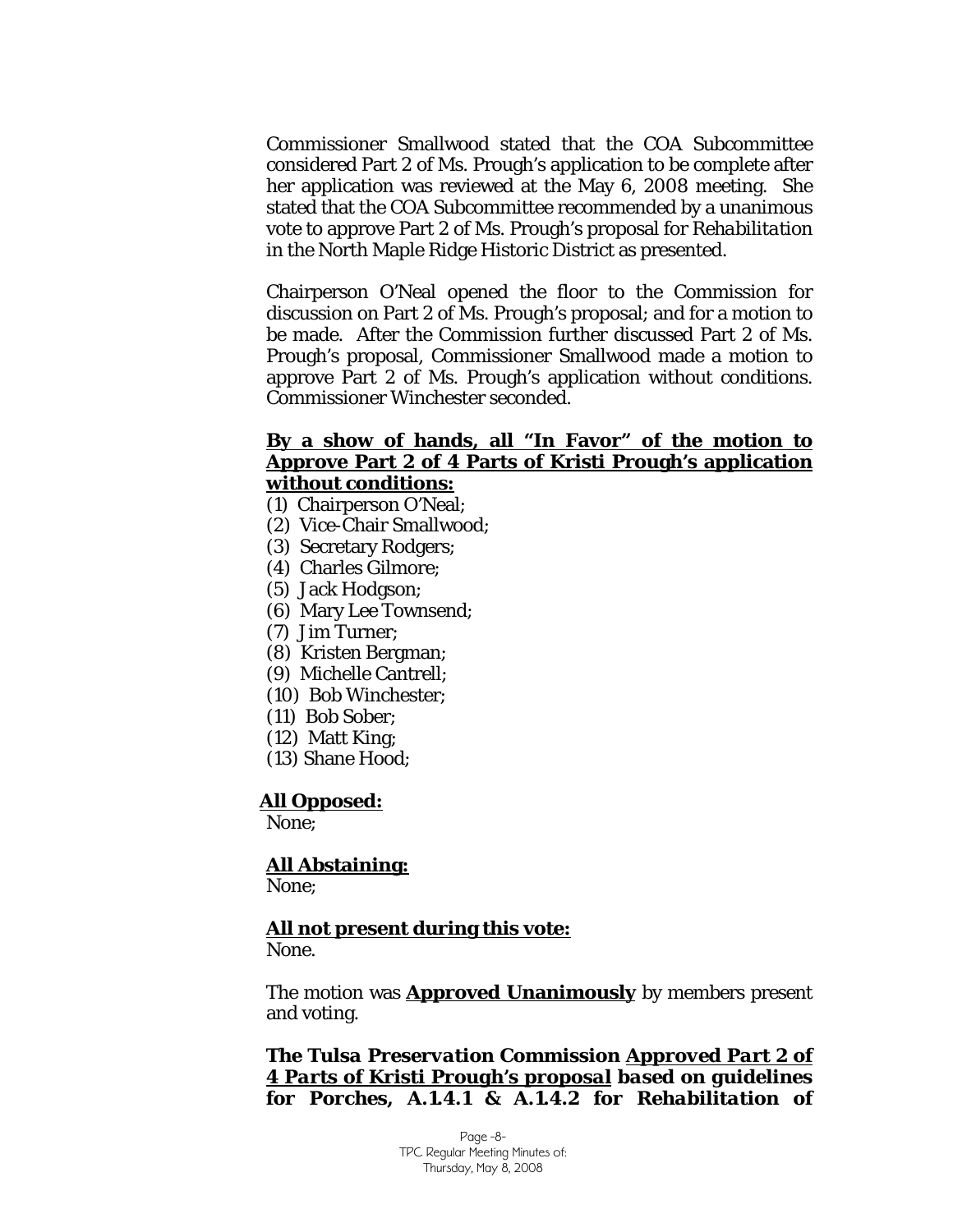Commissioner Smallwood stated that the COA Subcommittee considered Part 2 of Ms. Prough's application to be complete after her application was reviewed at the May 6, 2008 meeting. She stated that the COA Subcommittee recommended by a unanimous vote to approve Part 2 of Ms. Prough's proposal for *Rehabilitation* in the North Maple Ridge Historic District as presented.

Chairperson O'Neal opened the floor to the Commission for discussion on Part 2 of Ms. Prough's proposal; and for a motion to be made. After the Commission further discussed Part 2 of Ms. Prough's proposal, Commissioner Smallwood made a motion to approve Part 2 of Ms. Prough's application without conditions. Commissioner Winchester seconded.

**By a show of hands, all "In Favor" of the motion to Approve Part 2 of 4 Parts of Kristi Prough's application without conditions:**

(1) Chairperson O'Neal;
(2) Vice-Chair Smallwood;
(3) Secretary Rodgers;
(4) Charles Gilmore;
(5) Jack Hodgson;
(6) Mary Lee Townsend;
(7) Jim Turner;
(8) Kristen Bergman;
(9) Michelle Cantrell;
(10) Bob Winchester;
(11) Bob Sober;
(12) Matt King;
(13) Shane Hood;

**All Opposed:**
None;

**All Abstaining:**
None;

**All not present during this vote:**
None.

The motion was **Approved Unanimously** by members present and voting.

***The Tulsa Preservation Commission Approved Part 2 of 4 Parts of Kristi Prough's proposal based on guidelines for Porches, A.1.4.1 & A.1.4.2 for Rehabilitation of***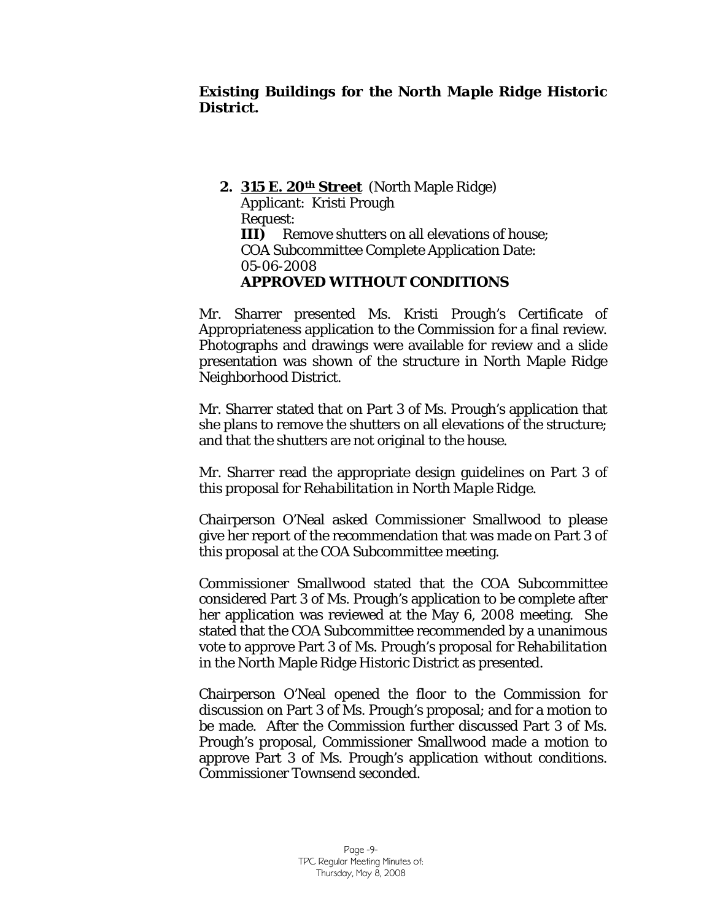**Existing Buildings for the North Maple Ridge Historic District.**

**2. 315 E. 20th Street** (North Maple Ridge)
Applicant: Kristi Prough
Request:
**III)** Remove shutters on all elevations of house;
COA Subcommittee Complete Application Date:
05-06-2008
**APPROVED WITHOUT CONDITIONS**

Mr. Sharrer presented Ms. Kristi Prough's Certificate of Appropriateness application to the Commission for a final review. Photographs and drawings were available for review and a slide presentation was shown of the structure in North Maple Ridge Neighborhood District.

Mr. Sharrer stated that on Part 3 of Ms. Prough's application that she plans to remove the shutters on all elevations of the structure; and that the shutters are not original to the house.

Mr. Sharrer read the appropriate design guidelines on Part 3 of this proposal for *Rehabilitation in North Maple Ridge*.

Chairperson O'Neal asked Commissioner Smallwood to please give her report of the recommendation that was made on Part 3 of this proposal at the COA Subcommittee meeting.

Commissioner Smallwood stated that the COA Subcommittee considered Part 3 of Ms. Prough's application to be complete after her application was reviewed at the May 6, 2008 meeting. She stated that the COA Subcommittee recommended by a unanimous vote to approve Part 3 of Ms. Prough's proposal for *Rehabilitation* in the North Maple Ridge Historic District as presented.

Chairperson O'Neal opened the floor to the Commission for discussion on Part 3 of Ms. Prough's proposal; and for a motion to be made. After the Commission further discussed Part 3 of Ms. Prough's proposal, Commissioner Smallwood made a motion to approve Part 3 of Ms. Prough's application without conditions. Commissioner Townsend seconded.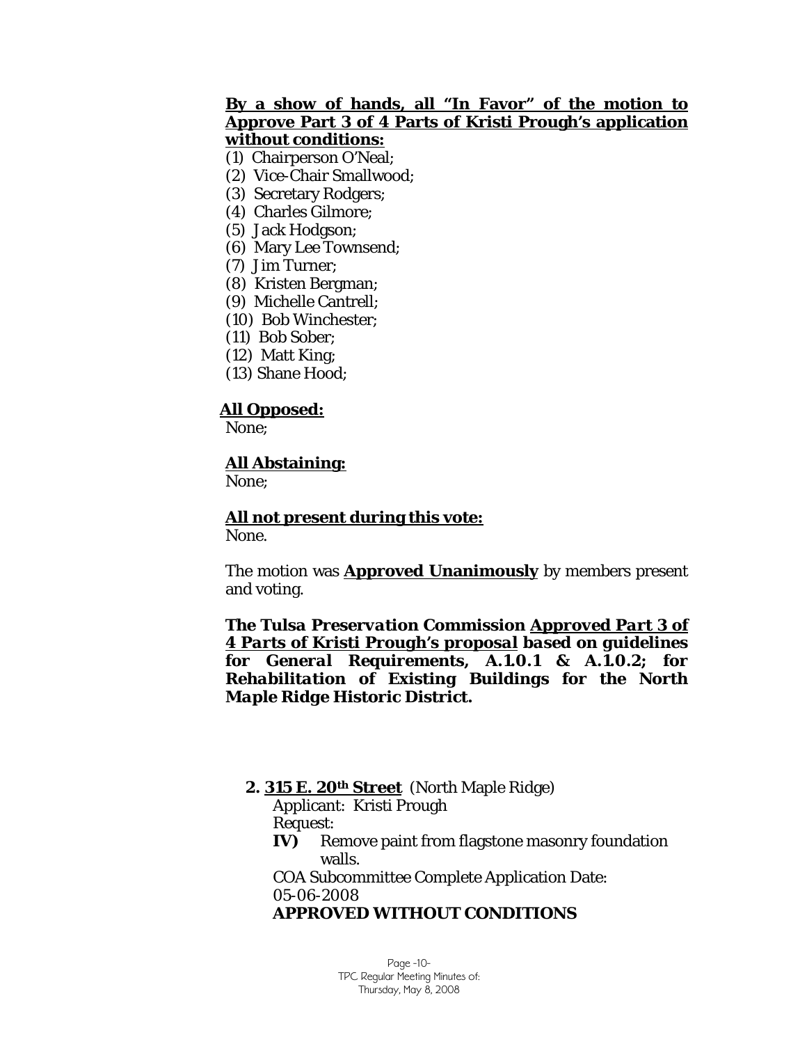**By a show of hands, all "In Favor" of the motion to Approve Part 3 of 4 Parts of Kristi Prough's application without conditions:**

(1) Chairperson O'Neal;
(2) Vice-Chair Smallwood;
(3) Secretary Rodgers;
(4) Charles Gilmore;
(5) Jack Hodgson;
(6) Mary Lee Townsend;
(7) Jim Turner;
(8) Kristen Bergman;
(9) Michelle Cantrell;
(10) Bob Winchester;
(11) Bob Sober;
(12) Matt King;
(13) Shane Hood;

**All Opposed:**
None;

**All Abstaining:**
None;

**All not present during this vote:**
None.

The motion was **Approved Unanimously** by members present and voting.

***The Tulsa Preservation Commission Approved Part 3 of 4 Parts of Kristi Prough's proposal based on guidelines for General Requirements, A.1.0.1 & A.1.0.2; for Rehabilitation of Existing Buildings for the North Maple Ridge Historic District.***

**2. 315 E. 20th Street** (North Maple Ridge)
Applicant: Kristi Prough
Request:
**IV)** Remove paint from flagstone masonry foundation walls.
COA Subcommittee Complete Application Date: 05-06-2008
**APPROVED WITHOUT CONDITIONS**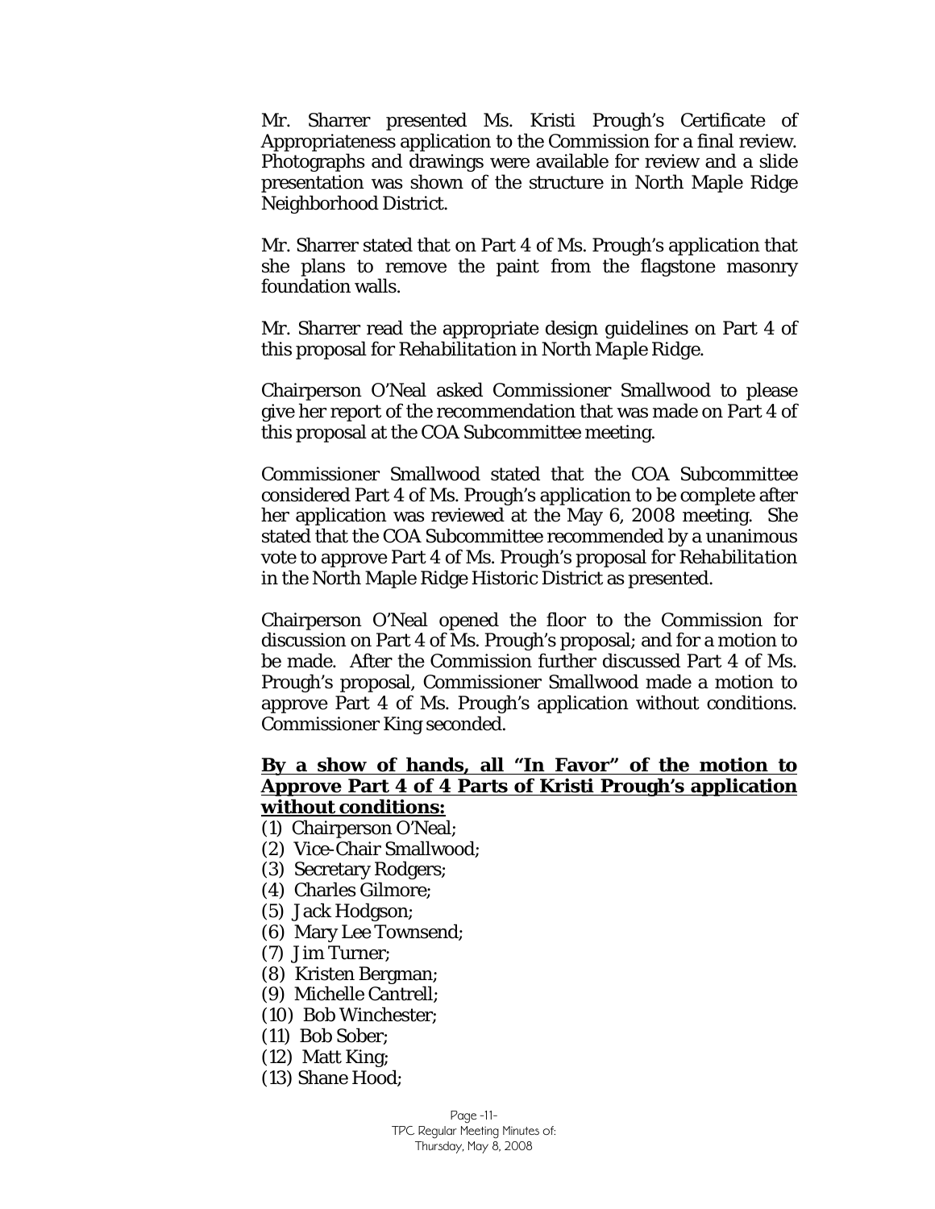Mr. Sharrer presented Ms. Kristi Prough's Certificate of Appropriateness application to the Commission for a final review. Photographs and drawings were available for review and a slide presentation was shown of the structure in North Maple Ridge Neighborhood District.

Mr. Sharrer stated that on Part 4 of Ms. Prough's application that she plans to remove the paint from the flagstone masonry foundation walls.

Mr. Sharrer read the appropriate design guidelines on Part 4 of this proposal for *Rehabilitation in North Maple Ridge*.

Chairperson O'Neal asked Commissioner Smallwood to please give her report of the recommendation that was made on Part 4 of this proposal at the COA Subcommittee meeting.

Commissioner Smallwood stated that the COA Subcommittee considered Part 4 of Ms. Prough's application to be complete after her application was reviewed at the May 6, 2008 meeting. She stated that the COA Subcommittee recommended by a unanimous vote to approve Part 4 of Ms. Prough's proposal for *Rehabilitation* in the North Maple Ridge Historic District as presented.

Chairperson O'Neal opened the floor to the Commission for discussion on Part 4 of Ms. Prough's proposal; and for a motion to be made. After the Commission further discussed Part 4 of Ms. Prough's proposal, Commissioner Smallwood made a motion to approve Part 4 of Ms. Prough's application without conditions. Commissioner King seconded.

**By a show of hands, all "In Favor" of the motion to Approve Part 4 of 4 Parts of Kristi Prough's application without conditions:**

(1) Chairperson O'Neal;
(2) Vice-Chair Smallwood;
(3) Secretary Rodgers;
(4) Charles Gilmore;
(5) Jack Hodgson;
(6) Mary Lee Townsend;
(7) Jim Turner;
(8) Kristen Bergman;
(9) Michelle Cantrell;
(10) Bob Winchester;
(11) Bob Sober;
(12) Matt King;
(13) Shane Hood;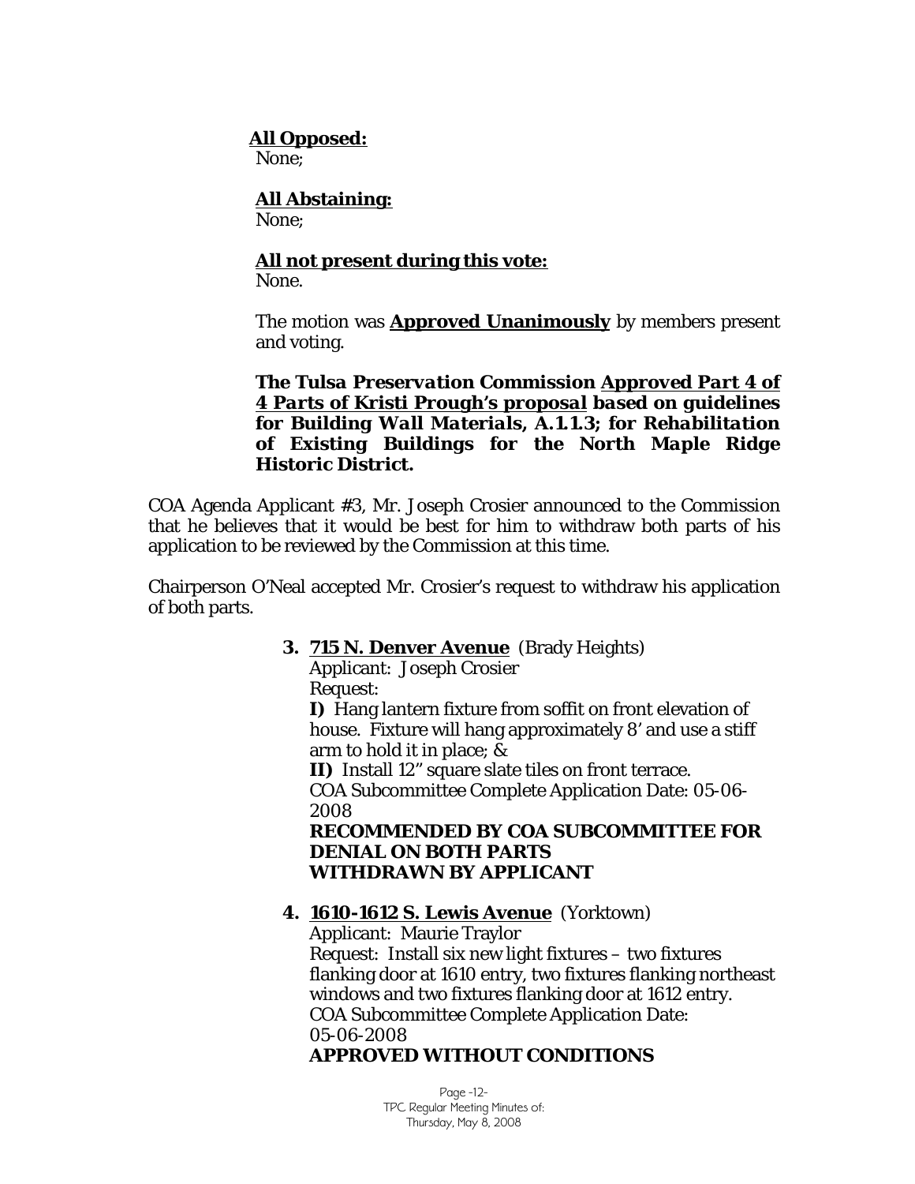**All Opposed:**
None;

**All Abstaining:**
None;

**All not present during this vote:**
None.

The motion was **Approved Unanimously** by members present and voting.

***The Tulsa Preservation Commission Approved Part 4 of 4 Parts of Kristi Prough's proposal based on guidelines for Building Wall Materials, A.1.1.3; for Rehabilitation of Existing Buildings for the North Maple Ridge Historic District.***

COA Agenda Applicant #3, Mr. Joseph Crosier announced to the Commission that he believes that it would be best for him to withdraw both parts of his application to be reviewed by the Commission at this time.

Chairperson O'Neal accepted Mr. Crosier's request to withdraw his application of both parts.

**3. 715 N. Denver Avenue** (Brady Heights)
Applicant: Joseph Crosier
Request:
**I)** Hang lantern fixture from soffit on front elevation of house. Fixture will hang approximately 8' and use a stiff arm to hold it in place; &
**II)** Install 12" square slate tiles on front terrace.
COA Subcommittee Complete Application Date: 05-06-2008
**RECOMMENDED BY COA SUBCOMMITTEE FOR DENIAL ON BOTH PARTS**
**WITHDRAWN BY APPLICANT**

**4. 1610-1612 S. Lewis Avenue** (Yorktown)
Applicant: Maurie Traylor
Request: Install six new light fixtures – two fixtures flanking door at 1610 entry, two fixtures flanking northeast windows and two fixtures flanking door at 1612 entry.
COA Subcommittee Complete Application Date: 05-06-2008
**APPROVED WITHOUT CONDITIONS**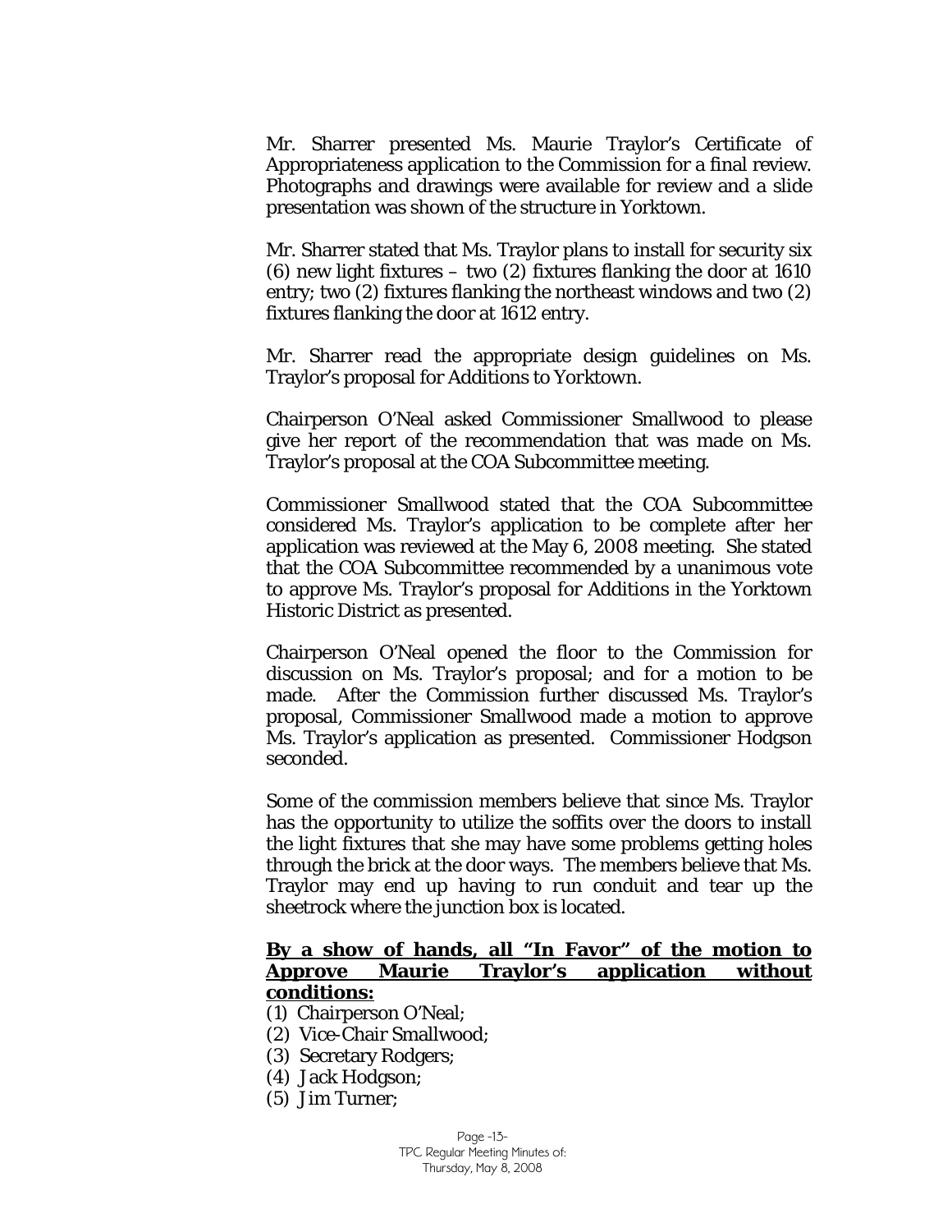Mr. Sharrer presented Ms. Maurie Traylor's Certificate of Appropriateness application to the Commission for a final review. Photographs and drawings were available for review and a slide presentation was shown of the structure in Yorktown.

Mr. Sharrer stated that Ms. Traylor plans to install for security six (6) new light fixtures – two (2) fixtures flanking the door at 1610 entry; two (2) fixtures flanking the northeast windows and two (2) fixtures flanking the door at 1612 entry.

Mr. Sharrer read the appropriate design guidelines on Ms. Traylor's proposal for Additions to Yorktown.

Chairperson O'Neal asked Commissioner Smallwood to please give her report of the recommendation that was made on Ms. Traylor's proposal at the COA Subcommittee meeting.

Commissioner Smallwood stated that the COA Subcommittee considered Ms. Traylor's application to be complete after her application was reviewed at the May 6, 2008 meeting. She stated that the COA Subcommittee recommended by a unanimous vote to approve Ms. Traylor's proposal for Additions in the Yorktown Historic District as presented.

Chairperson O'Neal opened the floor to the Commission for discussion on Ms. Traylor's proposal; and for a motion to be made. After the Commission further discussed Ms. Traylor's proposal, Commissioner Smallwood made a motion to approve Ms. Traylor's application as presented. Commissioner Hodgson seconded.

Some of the commission members believe that since Ms. Traylor has the opportunity to utilize the soffits over the doors to install the light fixtures that she may have some problems getting holes through the brick at the door ways. The members believe that Ms. Traylor may end up having to run conduit and tear up the sheetrock where the junction box is located.

**By a show of hands, all "In Favor" of the motion to Approve Maurie Traylor's application without conditions:**

(1) Chairperson O'Neal;
(2) Vice-Chair Smallwood;
(3) Secretary Rodgers;
(4) Jack Hodgson;
(5) Jim Turner;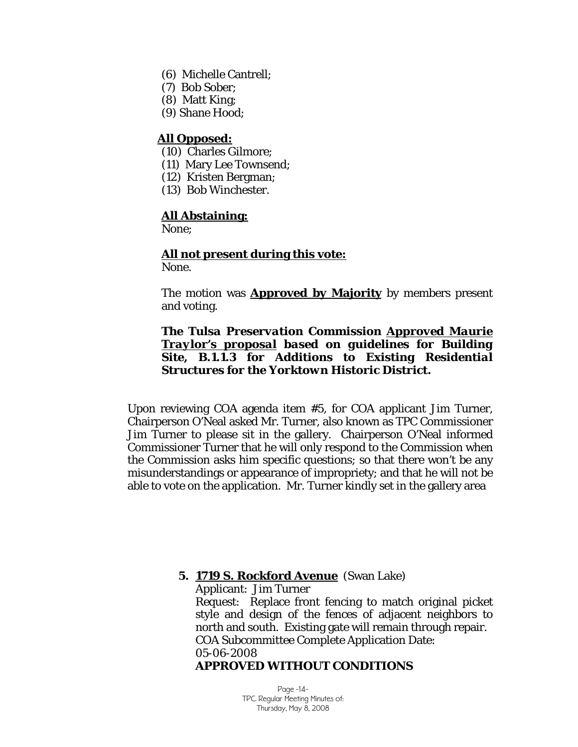(6) Michelle Cantrell;
(7) Bob Sober;
(8) Matt King;
(9) Shane Hood;

**<u>All Opposed:</u>**
(10) Charles Gilmore;
(11) Mary Lee Townsend;
(12) Kristen Bergman;
(13) Bob Winchester.

**<u>All Abstaining:</u>**
None;

**<u>All not present during this vote:</u>**
None.

The motion was **<u>Approved by Majority</u>** by members present and voting.

***The Tulsa Preservation Commission <u>Approved Maurie Traylor's proposal</u> based on guidelines for Building Site, B.1.1.3 for Additions to Existing Residential Structures for the Yorktown Historic District.***

Upon reviewing COA agenda item #5, for COA applicant Jim Turner, Chairperson O'Neal asked Mr. Turner, also known as TPC Commissioner Jim Turner to please sit in the gallery. Chairperson O'Neal informed Commissioner Turner that he will only respond to the Commission when the Commission asks him specific questions; so that there won't be any misunderstandings or appearance of impropriety; and that he will not be able to vote on the application. Mr. Turner kindly set in the gallery area

**5. <u>1719 S. Rockford Avenue</u>** (Swan Lake)
Applicant: Jim Turner
Request: Replace front fencing to match original picket style and design of the fences of adjacent neighbors to north and south. Existing gate will remain through repair.
COA Subcommittee Complete Application Date:
05-06-2008
**APPROVED WITHOUT CONDITIONS**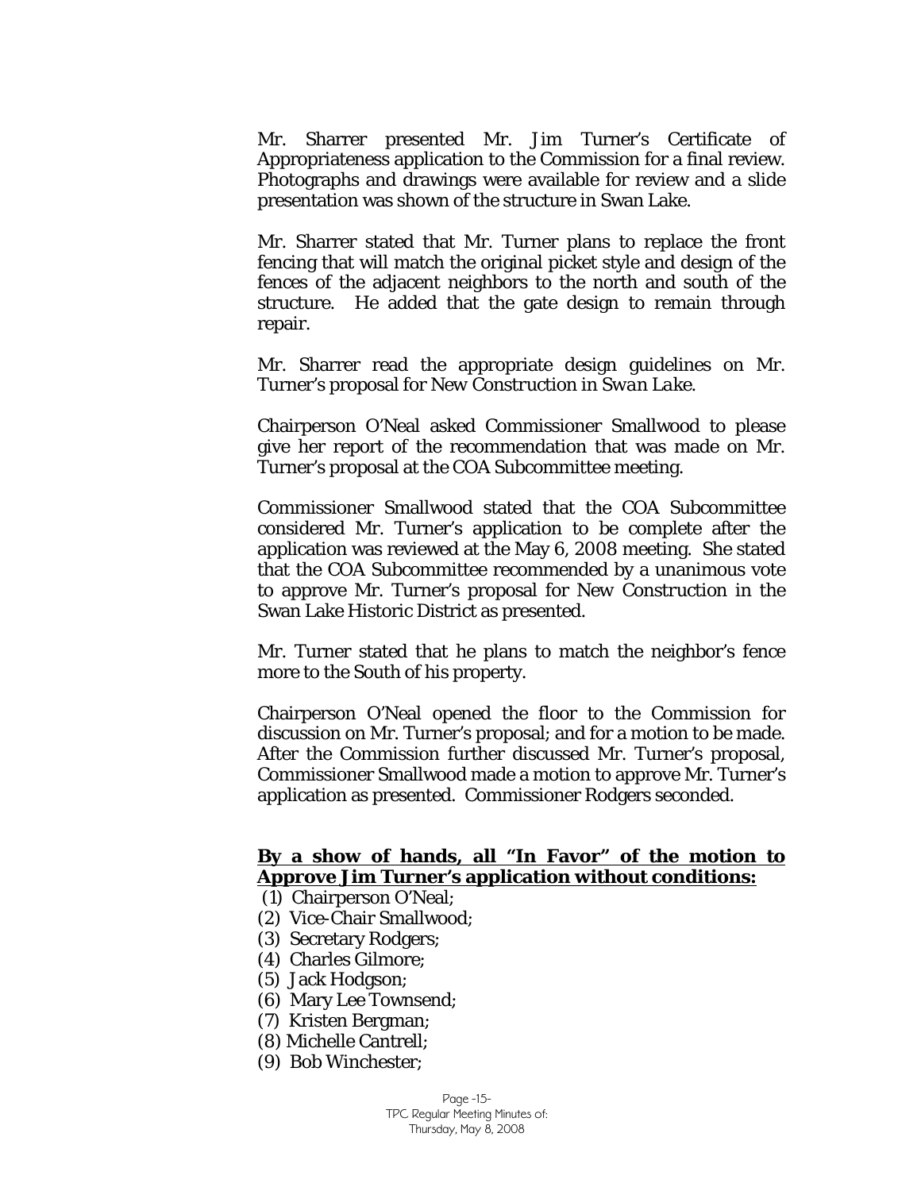Mr. Sharrer presented Mr. Jim Turner's Certificate of Appropriateness application to the Commission for a final review. Photographs and drawings were available for review and a slide presentation was shown of the structure in Swan Lake.

Mr. Sharrer stated that Mr. Turner plans to replace the front fencing that will match the original picket style and design of the fences of the adjacent neighbors to the north and south of the structure. He added that the gate design to remain through repair.

Mr. Sharrer read the appropriate design guidelines on Mr. Turner's proposal for New Construction in *Swan Lake*.

Chairperson O'Neal asked Commissioner Smallwood to please give her report of the recommendation that was made on Mr. Turner's proposal at the COA Subcommittee meeting.

Commissioner Smallwood stated that the COA Subcommittee considered Mr. Turner's application to be complete after the application was reviewed at the May 6, 2008 meeting. She stated that the COA Subcommittee recommended by a unanimous vote to approve Mr. Turner's proposal for New Construction in the Swan Lake Historic District as presented.

Mr. Turner stated that he plans to match the neighbor's fence more to the South of his property.

Chairperson O'Neal opened the floor to the Commission for discussion on Mr. Turner's proposal; and for a motion to be made. After the Commission further discussed Mr. Turner's proposal, Commissioner Smallwood made a motion to approve Mr. Turner's application as presented. Commissioner Rodgers seconded.

**By a show of hands, all "In Favor" of the motion to Approve Jim Turner's application without conditions:**

(1) Chairperson O'Neal;
(2) Vice-Chair Smallwood;
(3) Secretary Rodgers;
(4) Charles Gilmore;
(5) Jack Hodgson;
(6) Mary Lee Townsend;
(7) Kristen Bergman;
(8) Michelle Cantrell;
(9) Bob Winchester;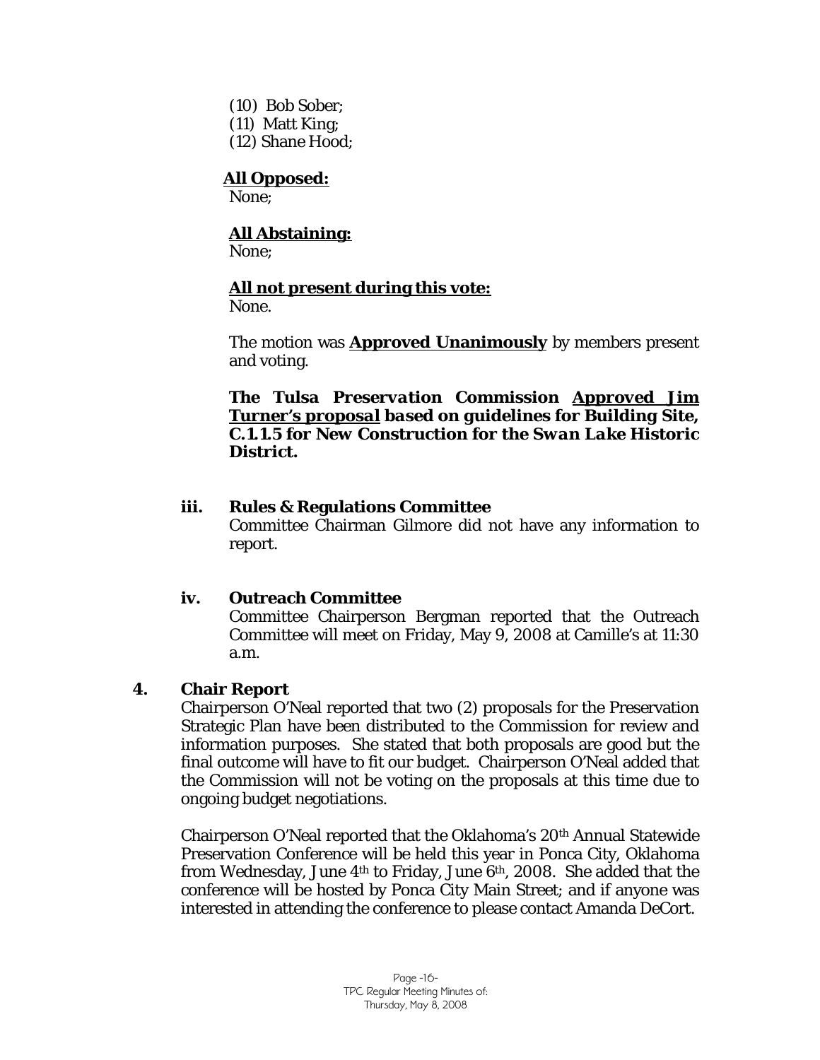(10) Bob Sober;
(11) Matt King;
(12) Shane Hood;

**All Opposed:**
None;

**All Abstaining:**
None;

**All not present during this vote:**
None.

The motion was **Approved Unanimously** by members present and voting.

***The Tulsa Preservation Commission Approved Jim Turner's proposal based on guidelines for Building Site, C.1.1.5 for New Construction for the Swan Lake Historic District.***

**iii. Rules & Regulations Committee**

Committee Chairman Gilmore did not have any information to report.

**iv. Outreach Committee**

Committee Chairperson Bergman reported that the Outreach Committee will meet on Friday, May 9, 2008 at Camille's at 11:30 a.m.

**4. Chair Report**

Chairperson O'Neal reported that two (2) proposals for the Preservation Strategic Plan have been distributed to the Commission for review and information purposes. She stated that both proposals are good but the final outcome will have to fit our budget. Chairperson O'Neal added that the Commission will not be voting on the proposals at this time due to ongoing budget negotiations.

Chairperson O'Neal reported that the Oklahoma's 20th Annual Statewide Preservation Conference will be held this year in Ponca City, Oklahoma from Wednesday, June 4th to Friday, June 6th, 2008. She added that the conference will be hosted by Ponca City Main Street; and if anyone was interested in attending the conference to please contact Amanda DeCort.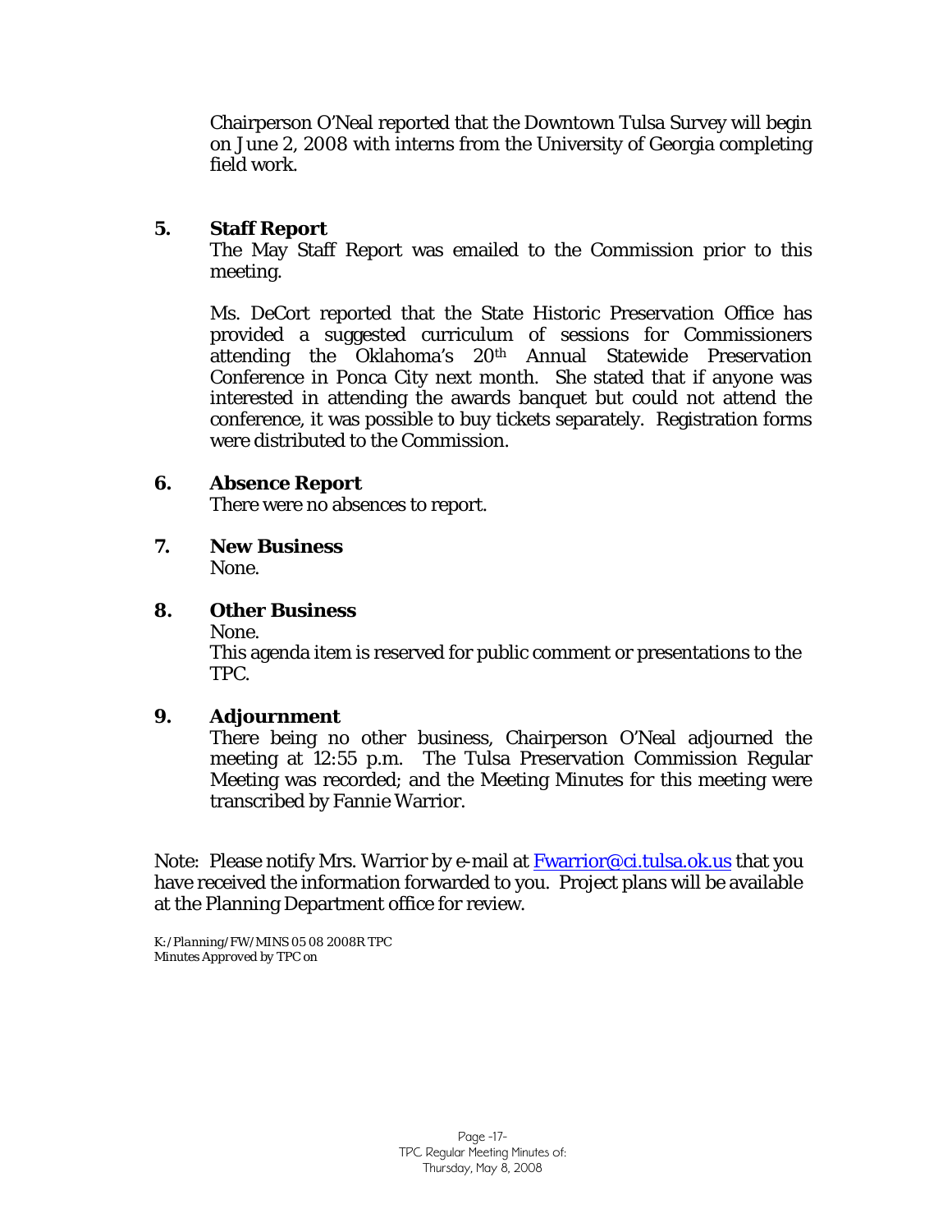Chairperson O'Neal reported that the Downtown Tulsa Survey will begin on June 2, 2008 with interns from the University of Georgia completing field work.

**5. Staff Report**

The May Staff Report was emailed to the Commission prior to this meeting.

Ms. DeCort reported that the State Historic Preservation Office has provided a suggested curriculum of sessions for Commissioners attending the Oklahoma's 20th Annual Statewide Preservation Conference in Ponca City next month. She stated that if anyone was interested in attending the awards banquet but could not attend the conference, it was possible to buy tickets separately. Registration forms were distributed to the Commission.

**6. Absence Report**

There were no absences to report.

**7. New Business**

None.

**8. Other Business**

None.

This agenda item is reserved for public comment or presentations to the TPC.

**9. Adjournment**

There being no other business, Chairperson O'Neal adjourned the meeting at 12:55 p.m. The Tulsa Preservation Commission Regular Meeting was recorded; and the Meeting Minutes for this meeting were transcribed by Fannie Warrior.

Note: Please notify Mrs. Warrior by e-mail at Fwarrior@ci.tulsa.ok.us that you have received the information forwarded to you. Project plans will be available at the Planning Department office for review.

*K:/Planning/FW/MINS 05 08 2008R TPC*
*Minutes Approved by TPC on*